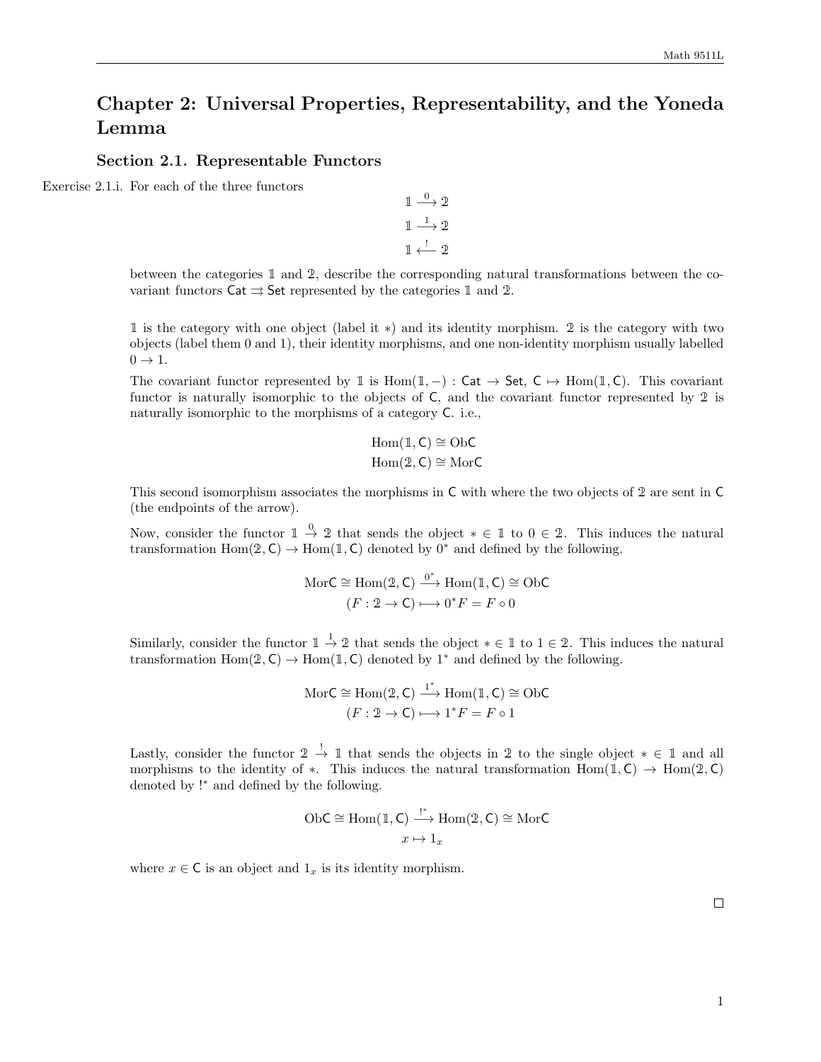# Chapter 2: Universal Properties, Representability, and the Yoneda Lemma

## Section 2.1. Representable Functors

Exercise 2.1.i. For each of the three functors

$$\mathbb{1} \xrightarrow{0} \mathbb{2}$$
$$\mathbb{1} \xrightarrow{1} \mathbb{2}$$
$$\mathbb{1} \xleftarrow{!} \mathbb{2}$$

between the categories $\mathbb{1}$ and $\mathbb{2}$, describe the corresponding natural transformations between the covariant functors $\mathsf{Cat} \rightrightarrows \mathsf{Set}$ represented by the categories $\mathbb{1}$ and $\mathbb{2}$.

$\mathbb{1}$ is the category with one object (label it $*$) and its identity morphism. $\mathbb{2}$ is the category with two objects (label them 0 and 1), their identity morphisms, and one non-identity morphism usually labelled $0 \to 1$.

The covariant functor represented by $\mathbb{1}$ is $\text{Hom}(\mathbb{1}, -) : \mathsf{Cat} \to \mathsf{Set}$, $\mathsf{C} \mapsto \text{Hom}(\mathbb{1}, \mathsf{C})$. This covariant functor is naturally isomorphic to the objects of $\mathsf{C}$, and the covariant functor represented by $\mathbb{2}$ is naturally isomorphic to the morphisms of a category $\mathsf{C}$. i.e.,

$$\text{Hom}(\mathbb{1}, \mathsf{C}) \cong \text{Ob}\mathsf{C}$$
$$\text{Hom}(\mathbb{2}, \mathsf{C}) \cong \text{Mor}\mathsf{C}$$

This second isomorphism associates the morphisms in $\mathsf{C}$ with where the two objects of $\mathbb{2}$ are sent in $\mathsf{C}$ (the endpoints of the arrow).

Now, consider the functor $\mathbb{1} \xrightarrow{0} \mathbb{2}$ that sends the object $* \in \mathbb{1}$ to $0 \in \mathbb{2}$. This induces the natural transformation $\text{Hom}(\mathbb{2}, \mathsf{C}) \to \text{Hom}(\mathbb{1}, \mathsf{C})$ denoted by $0^*$ and defined by the following.

$$\text{Mor}\mathsf{C} \cong \text{Hom}(\mathbb{2}, \mathsf{C}) \xrightarrow{0^*} \text{Hom}(\mathbb{1}, \mathsf{C}) \cong \text{Ob}\mathsf{C}$$
$$(F : \mathbb{2} \to \mathsf{C}) \longmapsto 0^* F = F \circ 0$$

Similarly, consider the functor $\mathbb{1} \xrightarrow{1} \mathbb{2}$ that sends the object $* \in \mathbb{1}$ to $1 \in \mathbb{2}$. This induces the natural transformation $\text{Hom}(\mathbb{2}, \mathsf{C}) \to \text{Hom}(\mathbb{1}, \mathsf{C})$ denoted by $1^*$ and defined by the following.

$$\text{Mor}\mathsf{C} \cong \text{Hom}(\mathbb{2}, \mathsf{C}) \xrightarrow{1^*} \text{Hom}(\mathbb{1}, \mathsf{C}) \cong \text{Ob}\mathsf{C}$$
$$(F : \mathbb{2} \to \mathsf{C}) \longmapsto 1^* F = F \circ 1$$

Lastly, consider the functor $\mathbb{2} \xrightarrow{!} \mathbb{1}$ that sends the objects in $\mathbb{2}$ to the single object $* \in \mathbb{1}$ and all morphisms to the identity of $*$. This induces the natural transformation $\text{Hom}(\mathbb{1}, \mathsf{C}) \to \text{Hom}(\mathbb{2}, \mathsf{C})$ denoted by $!^*$ and defined by the following.

$$\text{Ob}\mathsf{C} \cong \text{Hom}(\mathbb{1}, \mathsf{C}) \xrightarrow{!^*} \text{Hom}(\mathbb{2}, \mathsf{C}) \cong \text{Mor}\mathsf{C}$$
$$x \mapsto 1_x$$

where $x \in \mathsf{C}$ is an object and $1_x$ is its identity morphism.

□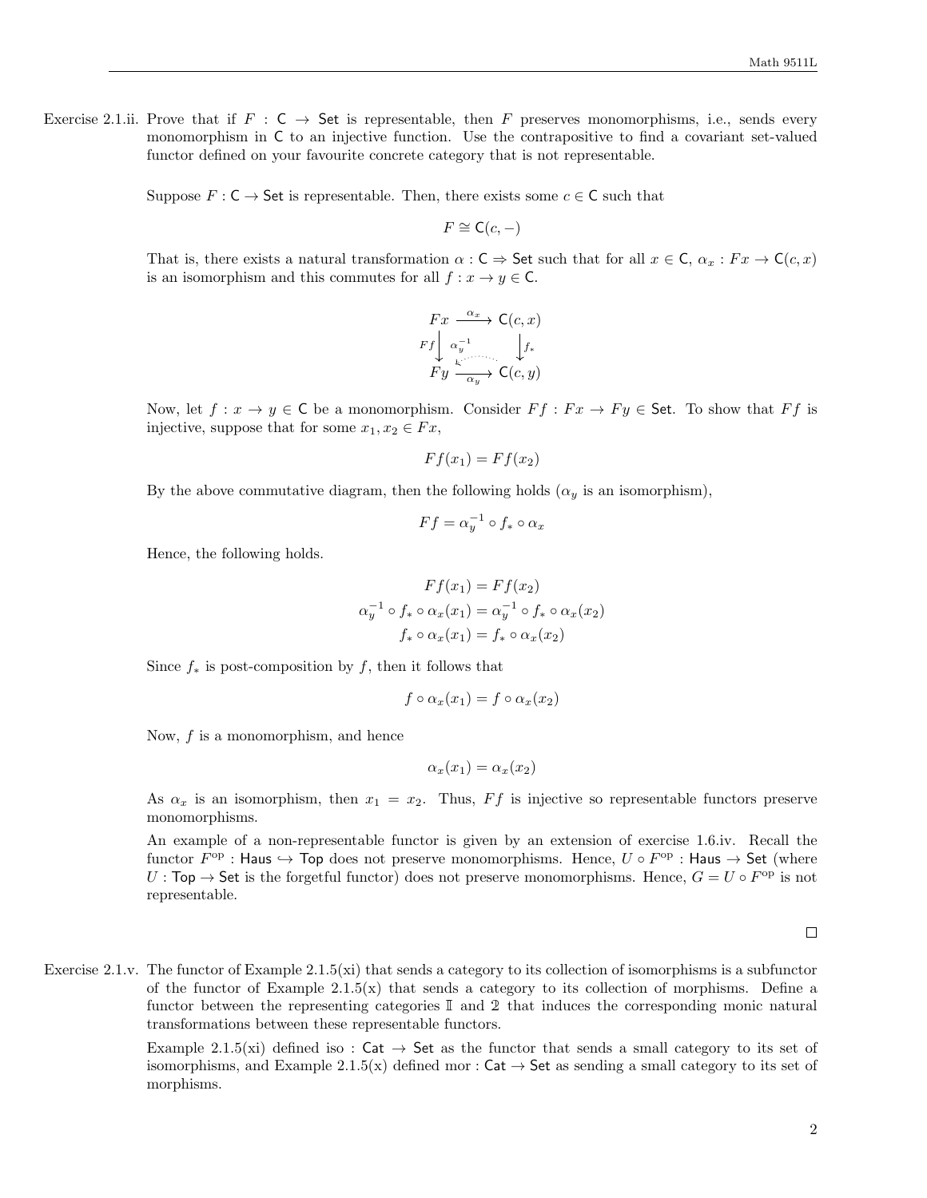Exercise 2.1.ii. Prove that if $F : \mathsf{C} \to \mathsf{Set}$ is representable, then $F$ preserves monomorphisms, i.e., sends every monomorphism in $\mathsf{C}$ to an injective function. Use the contrapositive to find a covariant set-valued functor defined on your favourite concrete category that is not representable.

Suppose $F : \mathsf{C} \to \mathsf{Set}$ is representable. Then, there exists some $c \in \mathsf{C}$ such that

$$F \cong \mathsf{C}(c, -)$$

That is, there exists a natural transformation $\alpha : \mathsf{C} \Rightarrow \mathsf{Set}$ such that for all $x \in \mathsf{C}$, $\alpha_x : Fx \to \mathsf{C}(c, x)$ is an isomorphism and this commutes for all $f : x \to y \in \mathsf{C}$.

$$\begin{array}{ccc} Fx & \xrightarrow{\alpha_x} & \mathsf{C}(c,x) \\ {\scriptstyle Ff}\downarrow & \overset{\alpha_y^{-1}}{\swarrow} & \downarrow{\scriptstyle f_*} \\ Fy & \xrightarrow[\alpha_y]{} & \mathsf{C}(c,y) \end{array}$$

Now, let $f : x \to y \in \mathsf{C}$ be a monomorphism. Consider $Ff : Fx \to Fy \in \mathsf{Set}$. To show that $Ff$ is injective, suppose that for some $x_1, x_2 \in Fx$,

$$Ff(x_1) = Ff(x_2)$$

By the above commutative diagram, then the following holds ($\alpha_y$ is an isomorphism),

$$Ff = \alpha_y^{-1} \circ f_* \circ \alpha_x$$

Hence, the following holds.

$$\begin{aligned} Ff(x_1) &= Ff(x_2) \\ \alpha_y^{-1} \circ f_* \circ \alpha_x(x_1) &= \alpha_y^{-1} \circ f_* \circ \alpha_x(x_2) \\ f_* \circ \alpha_x(x_1) &= f_* \circ \alpha_x(x_2) \end{aligned}$$

Since $f_*$ is post-composition by $f$, then it follows that

$$f \circ \alpha_x(x_1) = f \circ \alpha_x(x_2)$$

Now, $f$ is a monomorphism, and hence

$$\alpha_x(x_1) = \alpha_x(x_2)$$

As $\alpha_x$ is an isomorphism, then $x_1 = x_2$. Thus, $Ff$ is injective so representable functors preserve monomorphisms.

An example of a non-representable functor is given by an extension of exercise 1.6.iv. Recall the functor $F^{\text{op}} : \mathsf{Haus} \hookrightarrow \mathsf{Top}$ does not preserve monomorphisms. Hence, $U \circ F^{\text{op}} : \mathsf{Haus} \to \mathsf{Set}$ (where $U : \mathsf{Top} \to \mathsf{Set}$ is the forgetful functor) does not preserve monomorphisms. Hence, $G = U \circ F^{\text{op}}$ is not representable.

$\square$

Exercise 2.1.v. The functor of Example 2.1.5(xi) that sends a category to its collection of isomorphisms is a subfunctor of the functor of Example 2.1.5(x) that sends a category to its collection of morphisms. Define a functor between the representing categories $\mathbb{I}$ and $\mathbb{2}$ that induces the corresponding monic natural transformations between these representable functors.

Example 2.1.5(xi) defined iso : $\mathsf{Cat} \to \mathsf{Set}$ as the functor that sends a small category to its set of isomorphisms, and Example 2.1.5(x) defined mor : $\mathsf{Cat} \to \mathsf{Set}$ as sending a small category to its set of morphisms.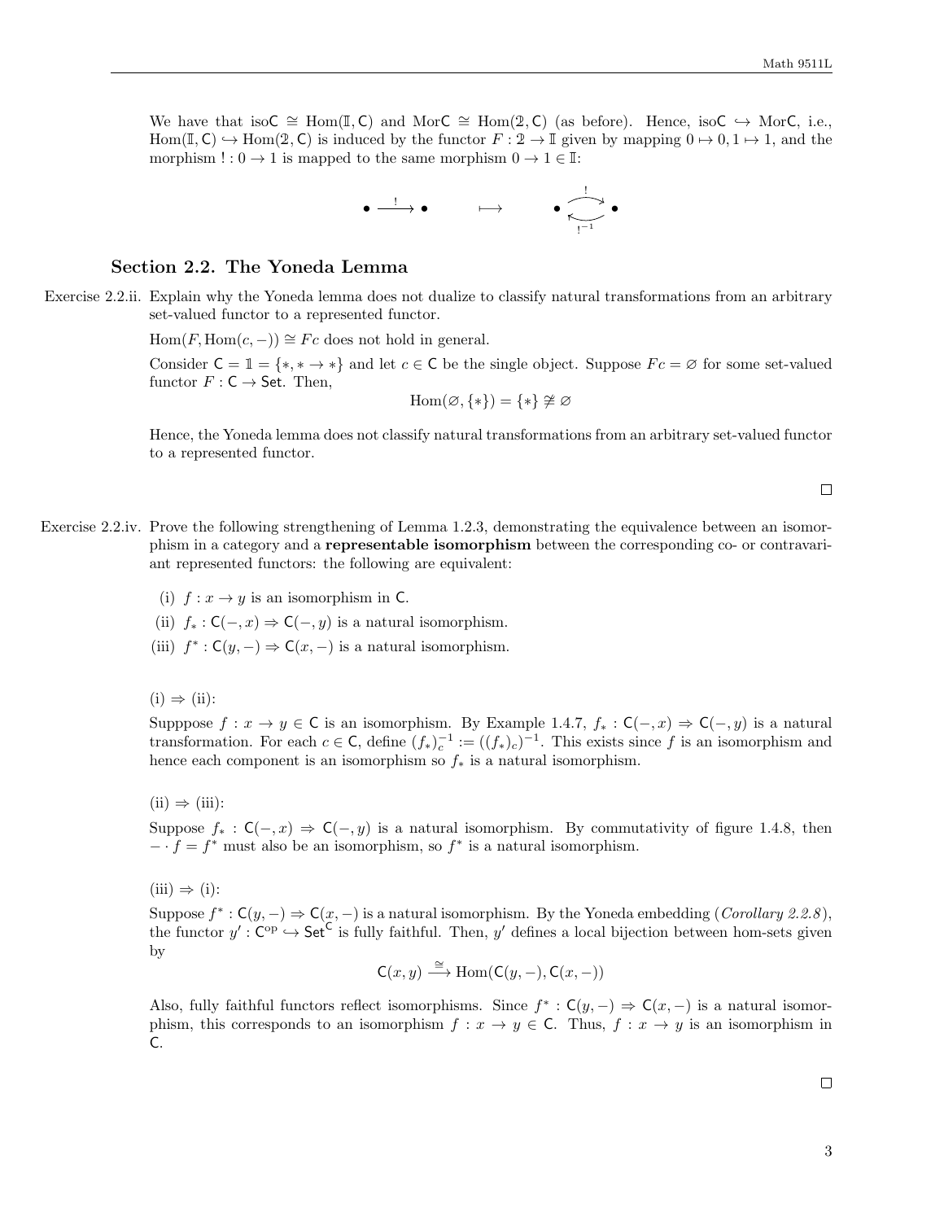We have that iso$\mathsf{C} \cong \text{Hom}(\mathbb{I}, \mathsf{C})$ and Mor$\mathsf{C} \cong \text{Hom}(\mathbb{2}, \mathsf{C})$ (as before). Hence, iso$\mathsf{C} \hookrightarrow$ Mor$\mathsf{C}$, i.e., $\text{Hom}(\mathbb{I}, \mathsf{C}) \hookrightarrow \text{Hom}(\mathbb{2}, \mathsf{C})$ is induced by the functor $F : \mathbb{2} \to \mathbb{I}$ given by mapping $0 \mapsto 0, 1 \mapsto 1$, and the morphism $! : 0 \to 1$ is mapped to the same morphism $0 \to 1 \in \mathbb{I}$:

$$\bullet \xrightarrow{\;!\;} \bullet \qquad \longmapsto \qquad \bullet \underset{!^{-1}}{\overset{!}{\rightleftarrows}} \bullet$$

## Section 2.2. The Yoneda Lemma

**Exercise 2.2.ii.** Explain why the Yoneda lemma does not dualize to classify natural transformations from an arbitrary set-valued functor to a represented functor.

$\text{Hom}(F, \text{Hom}(c, -)) \cong Fc$ does not hold in general.

Consider $\mathsf{C} = \mathbb{1} = \{*, * \to *\}$ and let $c \in \mathsf{C}$ be the single object. Suppose $Fc = \varnothing$ for some set-valued functor $F : \mathsf{C} \to \mathsf{Set}$. Then,

$$\text{Hom}(\varnothing, \{*\}) = \{*\} \ncong \varnothing$$

Hence, the Yoneda lemma does not classify natural transformations from an arbitrary set-valued functor to a represented functor.

□

**Exercise 2.2.iv.** Prove the following strengthening of Lemma 1.2.3, demonstrating the equivalence between an isomorphism in a category and a **representable isomorphism** between the corresponding co- or contravariant represented functors: the following are equivalent:

(i) $f : x \to y$ is an isomorphism in $\mathsf{C}$.

(ii) $f_* : \mathsf{C}(-, x) \Rightarrow \mathsf{C}(-, y)$ is a natural isomorphism.

(iii) $f^* : \mathsf{C}(y, -) \Rightarrow \mathsf{C}(x, -)$ is a natural isomorphism.

(i) $\Rightarrow$ (ii):

Supppose $f : x \to y \in \mathsf{C}$ is an isomorphism. By Example 1.4.7, $f_* : \mathsf{C}(-, x) \Rightarrow \mathsf{C}(-, y)$ is a natural transformation. For each $c \in \mathsf{C}$, define $(f_*)_c^{-1} := ((f_*)_c)^{-1}$. This exists since $f$ is an isomorphism and hence each component is an isomorphism so $f_*$ is a natural isomorphism.

(ii) $\Rightarrow$ (iii):

Suppose $f_* : \mathsf{C}(-, x) \Rightarrow \mathsf{C}(-, y)$ is a natural isomorphism. By commutativity of figure 1.4.8, then $- \cdot f = f^*$ must also be an isomorphism, so $f^*$ is a natural isomorphism.

(iii) $\Rightarrow$ (i):

Suppose $f^* : \mathsf{C}(y, -) \Rightarrow \mathsf{C}(x, -)$ is a natural isomorphism. By the Yoneda embedding (*Corollary 2.2.8*), the functor $y' : \mathsf{C}^{\text{op}} \hookrightarrow \mathsf{Set}^{\mathsf{C}}$ is fully faithful. Then, $y'$ defines a local bijection between hom-sets given by

$$\mathsf{C}(x, y) \xrightarrow{\cong} \text{Hom}(\mathsf{C}(y, -), \mathsf{C}(x, -))$$

Also, fully faithful functors reflect isomorphisms. Since $f^* : \mathsf{C}(y, -) \Rightarrow \mathsf{C}(x, -)$ is a natural isomorphism, this corresponds to an isomorphism $f : x \to y \in \mathsf{C}$. Thus, $f : x \to y$ is an isomorphism in $\mathsf{C}$.

□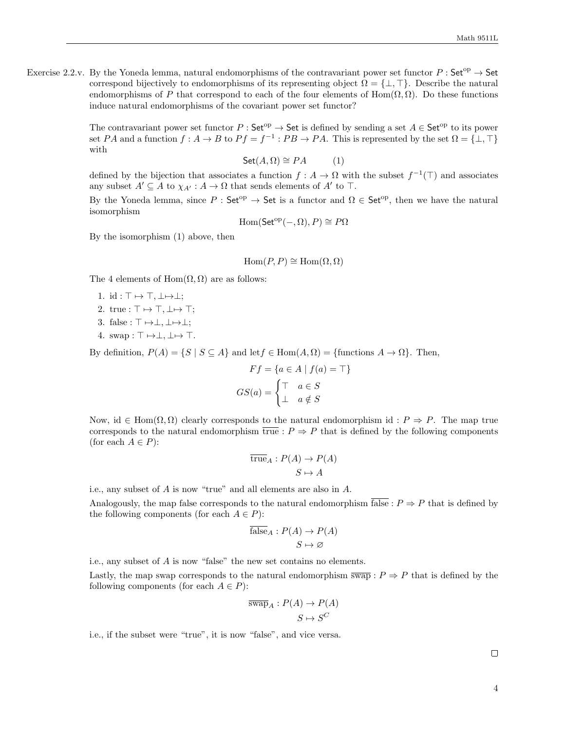**Exercise 2.2.v.** By the Yoneda lemma, natural endomorphisms of the contravariant power set functor $P : \mathsf{Set}^{\text{op}} \to \mathsf{Set}$ correspond bijectively to endomorphisms of its representing object $\Omega = \{\bot, \top\}$. Describe the natural endomorphisms of $P$ that correspond to each of the four elements of $\text{Hom}(\Omega, \Omega)$. Do these functions induce natural endomorphisms of the covariant power set functor?

The contravariant power set functor $P : \mathsf{Set}^{\text{op}} \to \mathsf{Set}$ is defined by sending a set $A \in \mathsf{Set}^{\text{op}}$ to its power set $PA$ and a function $f : A \to B$ to $Pf = f^{-1} : PB \to PA$. This is represented by the set $\Omega = \{\bot, \top\}$ with

$$\mathsf{Set}(A, \Omega) \cong PA \qquad (1)$$

defined by the bijection that associates a function $f : A \to \Omega$ with the subset $f^{-1}(\top)$ and associates any subset $A' \subseteq A$ to $\chi_{A'} : A \to \Omega$ that sends elements of $A'$ to $\top$.

By the Yoneda lemma, since $P : \mathsf{Set}^{\text{op}} \to \mathsf{Set}$ is a functor and $\Omega \in \mathsf{Set}^{\text{op}}$, then we have the natural isomorphism

$$\text{Hom}(\mathsf{Set}^{\text{op}}(-, \Omega), P) \cong P\Omega$$

By the isomorphism (1) above, then

$$\text{Hom}(P, P) \cong \text{Hom}(\Omega, \Omega)$$

The 4 elements of $\text{Hom}(\Omega, \Omega)$ are as follows:

1. $\text{id} : \top \mapsto \top, \bot \mapsto \bot;$
2. $\text{true} : \top \mapsto \top, \bot \mapsto \top;$
3. $\text{false} : \top \mapsto \bot, \bot \mapsto \bot;$
4. $\text{swap} : \top \mapsto \bot, \bot \mapsto \top.$

By definition, $P(A) = \{S \mid S \subseteq A\}$ and let$f \in \text{Hom}(A, \Omega) = \{\text{functions } A \to \Omega\}$. Then,

$$Ff = \{a \in A \mid f(a) = \top\}$$

$$GS(a) = \begin{cases} \top & a \in S \\ \bot & a \notin S \end{cases}$$

Now, $\text{id} \in \text{Hom}(\Omega, \Omega)$ clearly corresponds to the natural endomorphism $\text{id} : P \Rightarrow P$. The map true corresponds to the natural endomorphism $\overline{\text{true}} : P \Rightarrow P$ that is defined by the following components (for each $A \in P$):

$$\overline{\text{true}}_A : P(A) \to P(A)$$
$$S \mapsto A$$

i.e., any subset of $A$ is now "true" and all elements are also in $A$.

Analogously, the map false corresponds to the natural endomorphism $\overline{\text{false}} : P \Rightarrow P$ that is defined by the following components (for each $A \in P$):

$$\overline{\text{false}}_A : P(A) \to P(A)$$
$$S \mapsto \varnothing$$

i.e., any subset of $A$ is now "false" the new set contains no elements.

Lastly, the map swap corresponds to the natural endomorphism $\overline{\text{swap}} : P \Rightarrow P$ that is defined by the following components (for each $A \in P$):

$$\overline{\text{swap}}_A : P(A) \to P(A)$$
$$S \mapsto S^C$$

i.e., if the subset were "true", it is now "false", and vice versa.

□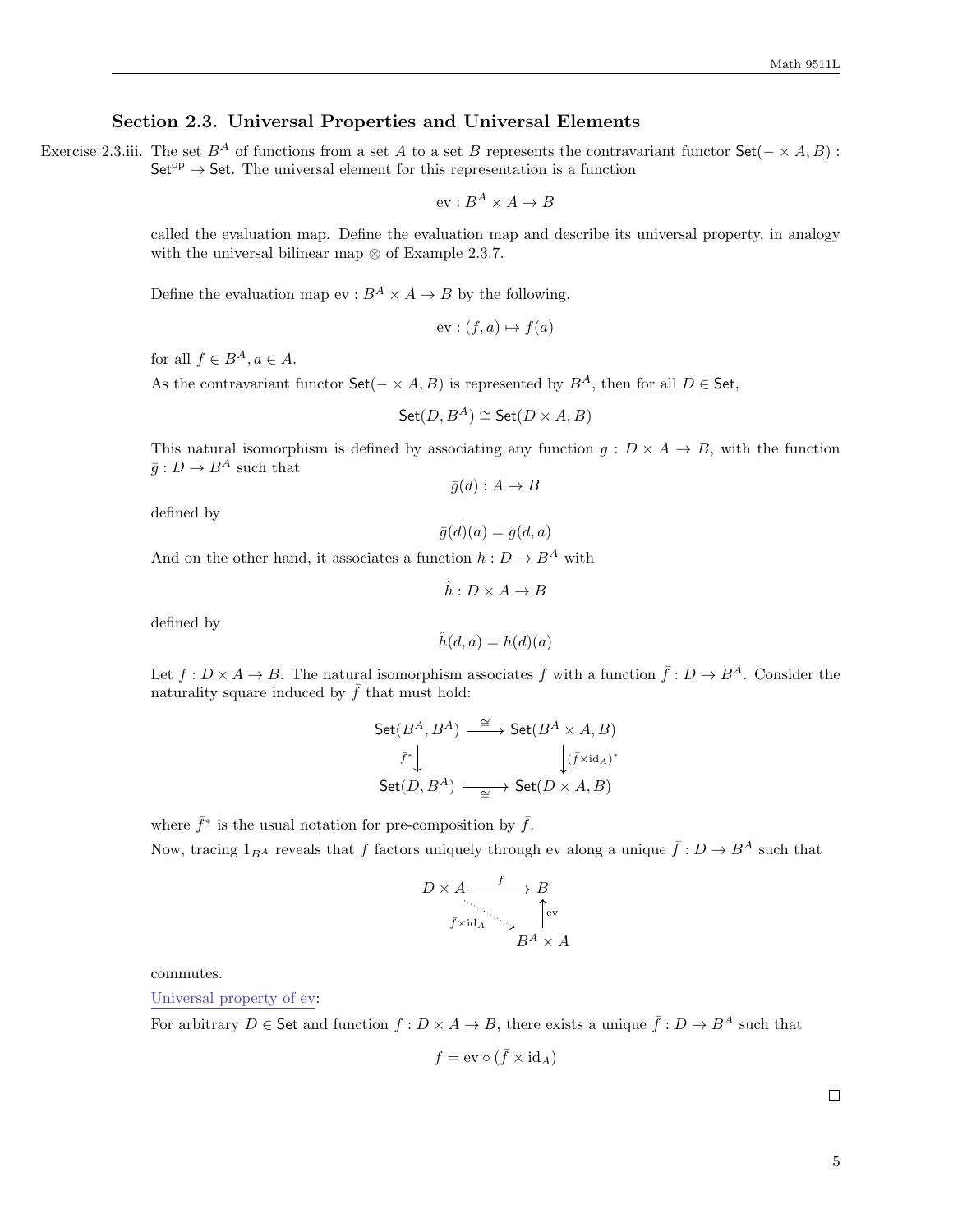## Section 2.3. Universal Properties and Universal Elements

Exercise 2.3.iii. The set $B^A$ of functions from a set $A$ to a set $B$ represents the contravariant functor $\mathsf{Set}(- \times A, B) : \mathsf{Set}^{\mathrm{op}} \to \mathsf{Set}$. The universal element for this representation is a function

$$\mathrm{ev} : B^A \times A \to B$$

called the evaluation map. Define the evaluation map and describe its universal property, in analogy with the universal bilinear map $\otimes$ of Example 2.3.7.

Define the evaluation map $\mathrm{ev} : B^A \times A \to B$ by the following.

$$\mathrm{ev} : (f, a) \mapsto f(a)$$

for all $f \in B^A, a \in A$.

As the contravariant functor $\mathsf{Set}(- \times A, B)$ is represented by $B^A$, then for all $D \in \mathsf{Set}$,

$$\mathsf{Set}(D, B^A) \cong \mathsf{Set}(D \times A, B)$$

This natural isomorphism is defined by associating any function $g : D \times A \to B$, with the function $\bar{g} : D \to B^A$ such that

$$\bar{g}(d) : A \to B$$

defined by

$$\bar{g}(d)(a) = g(d, a)$$

And on the other hand, it associates a function $h : D \to B^A$ with

$$\hat{h} : D \times A \to B$$

defined by

$$\hat{h}(d, a) = h(d)(a)$$

Let $f : D \times A \to B$. The natural isomorphism associates $f$ with a function $\bar{f} : D \to B^A$. Consider the naturality square induced by $\bar{f}$ that must hold:

$$\begin{array}{ccc} \mathsf{Set}(B^A, B^A) & \xrightarrow{\cong} & \mathsf{Set}(B^A \times A, B) \\ {\scriptstyle \bar{f}^*}\downarrow & & \downarrow{\scriptstyle (\bar{f} \times \mathrm{id}_A)^*} \\ \mathsf{Set}(D, B^A) & \xrightarrow[\cong]{} & \mathsf{Set}(D \times A, B) \end{array}$$

where $\bar{f}^*$ is the usual notation for pre-composition by $\bar{f}$.

Now, tracing $1_{B^A}$ reveals that $f$ factors uniquely through ev along a unique $\bar{f} : D \to B^A$ such that

$$\begin{array}{ccc} D \times A & \xrightarrow{f} & B \\ & {\scriptstyle \bar{f} \times \mathrm{id}_A} \searrow & \uparrow{\scriptstyle \mathrm{ev}} \\ & & B^A \times A \end{array}$$

commutes.

Universal property of ev:

For arbitrary $D \in \mathsf{Set}$ and function $f : D \times A \to B$, there exists a unique $\bar{f} : D \to B^A$ such that

$$f = \mathrm{ev} \circ (\bar{f} \times \mathrm{id}_A)$$

□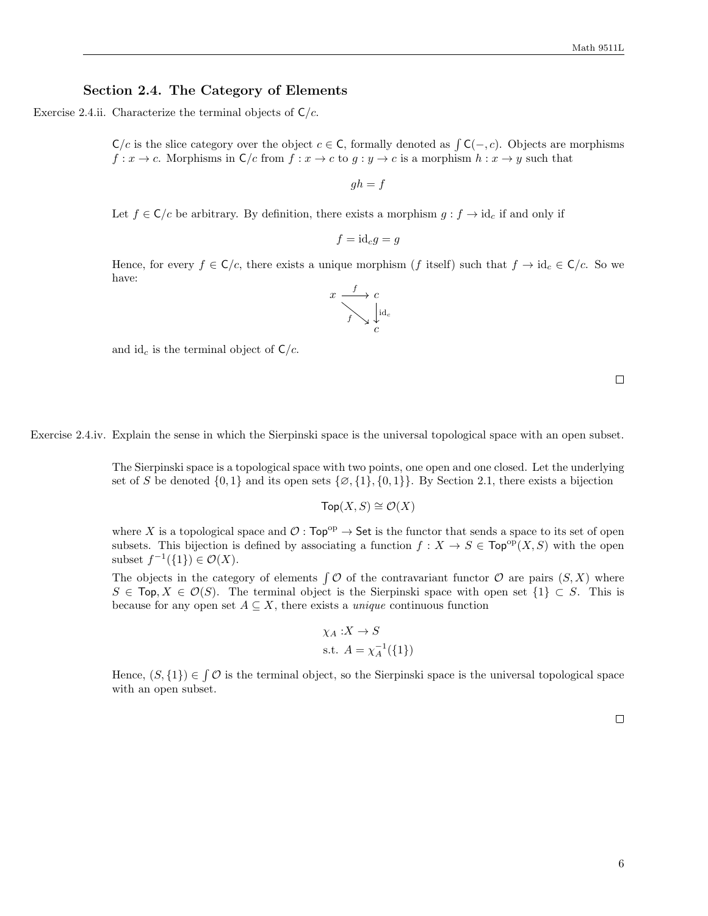## Section 2.4. The Category of Elements

Exercise 2.4.ii. Characterize the terminal objects of $\mathsf{C}/c$.

$\mathsf{C}/c$ is the slice category over the object $c \in \mathsf{C}$, formally denoted as $\int \mathsf{C}(-, c)$. Objects are morphisms $f : x \to c$. Morphisms in $\mathsf{C}/c$ from $f : x \to c$ to $g : y \to c$ is a morphism $h : x \to y$ such that

$$gh = f$$

Let $f \in \mathsf{C}/c$ be arbitrary. By definition, there exists a morphism $g : f \to \text{id}_c$ if and only if

$$f = \text{id}_c g = g$$

Hence, for every $f \in \mathsf{C}/c$, there exists a unique morphism ($f$ itself) such that $f \to \text{id}_c \in \mathsf{C}/c$. So we have:

$$\begin{array}{ccc} x & \xrightarrow{f} & c \\ & \searrow^{f} & \downarrow \text{id}_c \\ & & c \end{array}$$

and $\text{id}_c$ is the terminal object of $\mathsf{C}/c$.

□

Exercise 2.4.iv. Explain the sense in which the Sierpinski space is the universal topological space with an open subset.

The Sierpinski space is a topological space with two points, one open and one closed. Let the underlying set of $S$ be denoted $\{0, 1\}$ and its open sets $\{\varnothing, \{1\}, \{0, 1\}\}$. By Section 2.1, there exists a bijection

$$\mathsf{Top}(X, S) \cong \mathcal{O}(X)$$

where $X$ is a topological space and $\mathcal{O} : \mathsf{Top}^{\text{op}} \to \mathsf{Set}$ is the functor that sends a space to its set of open subsets. This bijection is defined by associating a function $f : X \to S \in \mathsf{Top}^{\text{op}}(X, S)$ with the open subset $f^{-1}(\{1\}) \in \mathcal{O}(X)$.

The objects in the category of elements $\int \mathcal{O}$ of the contravariant functor $\mathcal{O}$ are pairs $(S, X)$ where $S \in \mathsf{Top}, X \in \mathcal{O}(S)$. The terminal object is the Sierpinski space with open set $\{1\} \subset S$. This is because for any open set $A \subseteq X$, there exists a *unique* continuous function

$$\begin{aligned} \chi_A :& X \to S \\ \text{s.t. } & A = \chi_A^{-1}(\{1\}) \end{aligned}$$

Hence, $(S, \{1\}) \in \int \mathcal{O}$ is the terminal object, so the Sierpinski space is the universal topological space with an open subset.

□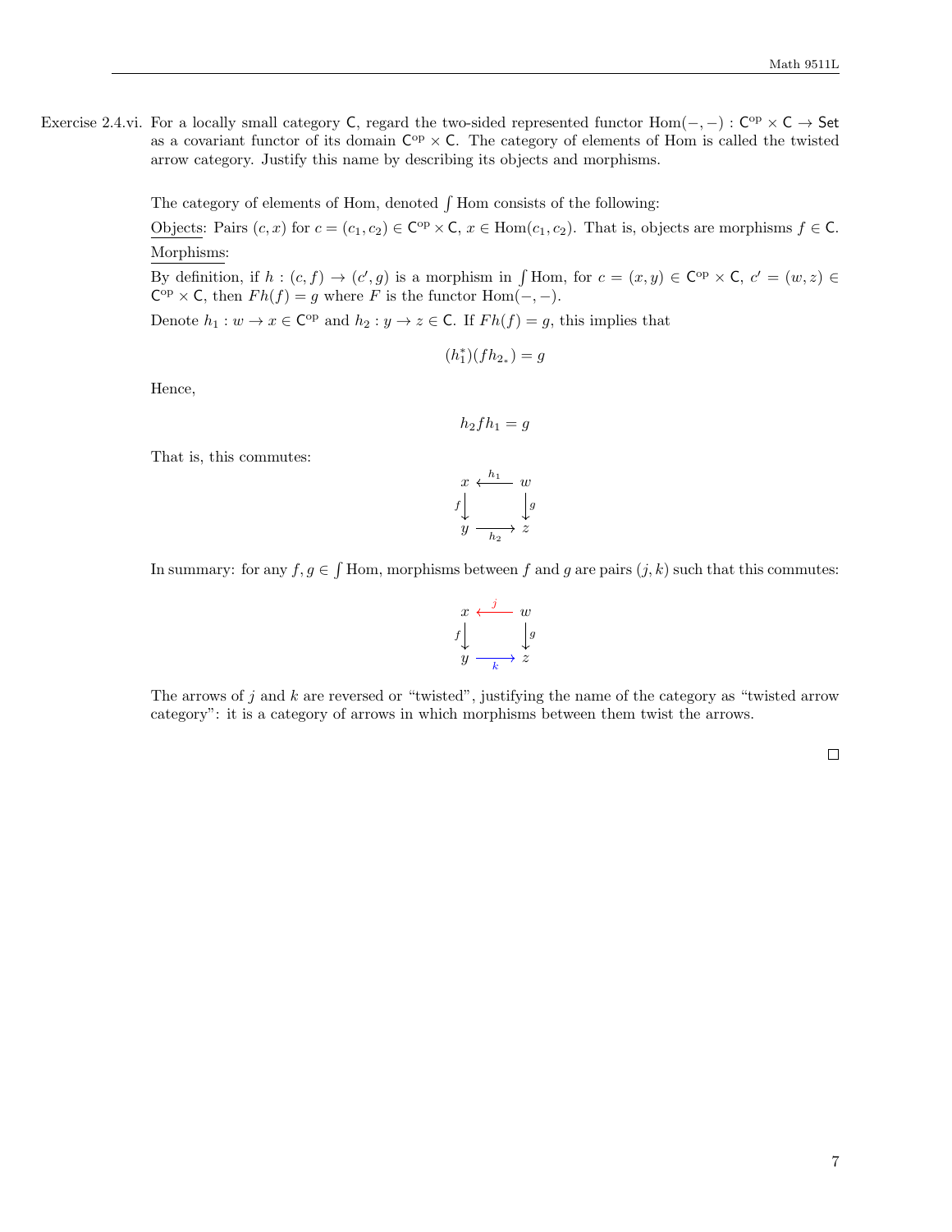Exercise 2.4.vi. For a locally small category $\mathsf{C}$, regard the two-sided represented functor $\text{Hom}(-,-) : \mathsf{C}^{\text{op}} \times \mathsf{C} \to \mathsf{Set}$ as a covariant functor of its domain $\mathsf{C}^{\text{op}} \times \mathsf{C}$. The category of elements of Hom is called the twisted arrow category. Justify this name by describing its objects and morphisms.

The category of elements of Hom, denoted $\int \text{Hom}$ consists of the following:

Objects: Pairs $(c, x)$ for $c = (c_1, c_2) \in \mathsf{C}^{\text{op}} \times \mathsf{C}$, $x \in \text{Hom}(c_1, c_2)$. That is, objects are morphisms $f \in \mathsf{C}$.

Morphisms:

By definition, if $h : (c, f) \to (c', g)$ is a morphism in $\int \text{Hom}$, for $c = (x, y) \in \mathsf{C}^{\text{op}} \times \mathsf{C}$, $c' = (w, z) \in \mathsf{C}^{\text{op}} \times \mathsf{C}$, then $Fh(f) = g$ where $F$ is the functor $\text{Hom}(-,-)$.

Denote $h_1 : w \to x \in \mathsf{C}^{\text{op}}$ and $h_2 : y \to z \in \mathsf{C}$. If $Fh(f) = g$, this implies that

$$(h_1^*)(f h_{2_*}) = g$$

Hence,

$$h_2 f h_1 = g$$

That is, this commutes:

$$\begin{array}{ccc} x & \xleftarrow{h_1} & w \\ {\scriptstyle f}\downarrow & & \downarrow{\scriptstyle g} \\ y & \xrightarrow[h_2]{} & z \end{array}$$

In summary: for any $f, g \in \int \text{Hom}$, morphisms between $f$ and $g$ are pairs $(j, k)$ such that this commutes:

$$\begin{array}{ccc} x & \xleftarrow{j} & w \\ {\scriptstyle f}\downarrow & & \downarrow{\scriptstyle g} \\ y & \xrightarrow[k]{} & z \end{array}$$

The arrows of $j$ and $k$ are reversed or "twisted", justifying the name of the category as "twisted arrow category": it is a category of arrows in which morphisms between them twist the arrows.

□